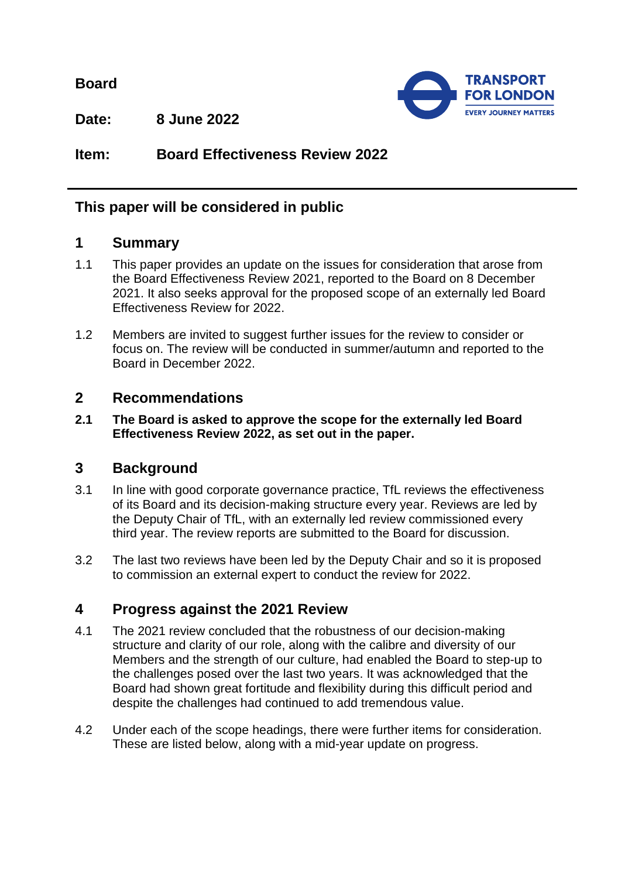**Board**

**Date:** **8 June 2022**

**Item:** **Board Effectiveness Review 2022**

---

## This paper will be considered in public

## 1 Summary

1.1 This paper provides an update on the issues for consideration that arose from the Board Effectiveness Review 2021, reported to the Board on 8 December 2021. It also seeks approval for the proposed scope of an externally led Board Effectiveness Review for 2022.

1.2 Members are invited to suggest further issues for the review to consider or focus on. The review will be conducted in summer/autumn and reported to the Board in December 2022.

## 2 Recommendations

**2.1 The Board is asked to approve the scope for the externally led Board Effectiveness Review 2022, as set out in the paper.**

## 3 Background

3.1 In line with good corporate governance practice, TfL reviews the effectiveness of its Board and its decision-making structure every year. Reviews are led by the Deputy Chair of TfL, with an externally led review commissioned every third year. The review reports are submitted to the Board for discussion.

3.2 The last two reviews have been led by the Deputy Chair and so it is proposed to commission an external expert to conduct the review for 2022.

## 4 Progress against the 2021 Review

4.1 The 2021 review concluded that the robustness of our decision-making structure and clarity of our role, along with the calibre and diversity of our Members and the strength of our culture, had enabled the Board to step-up to the challenges posed over the last two years. It was acknowledged that the Board had shown great fortitude and flexibility during this difficult period and despite the challenges had continued to add tremendous value.

4.2 Under each of the scope headings, there were further items for consideration. These are listed below, along with a mid-year update on progress.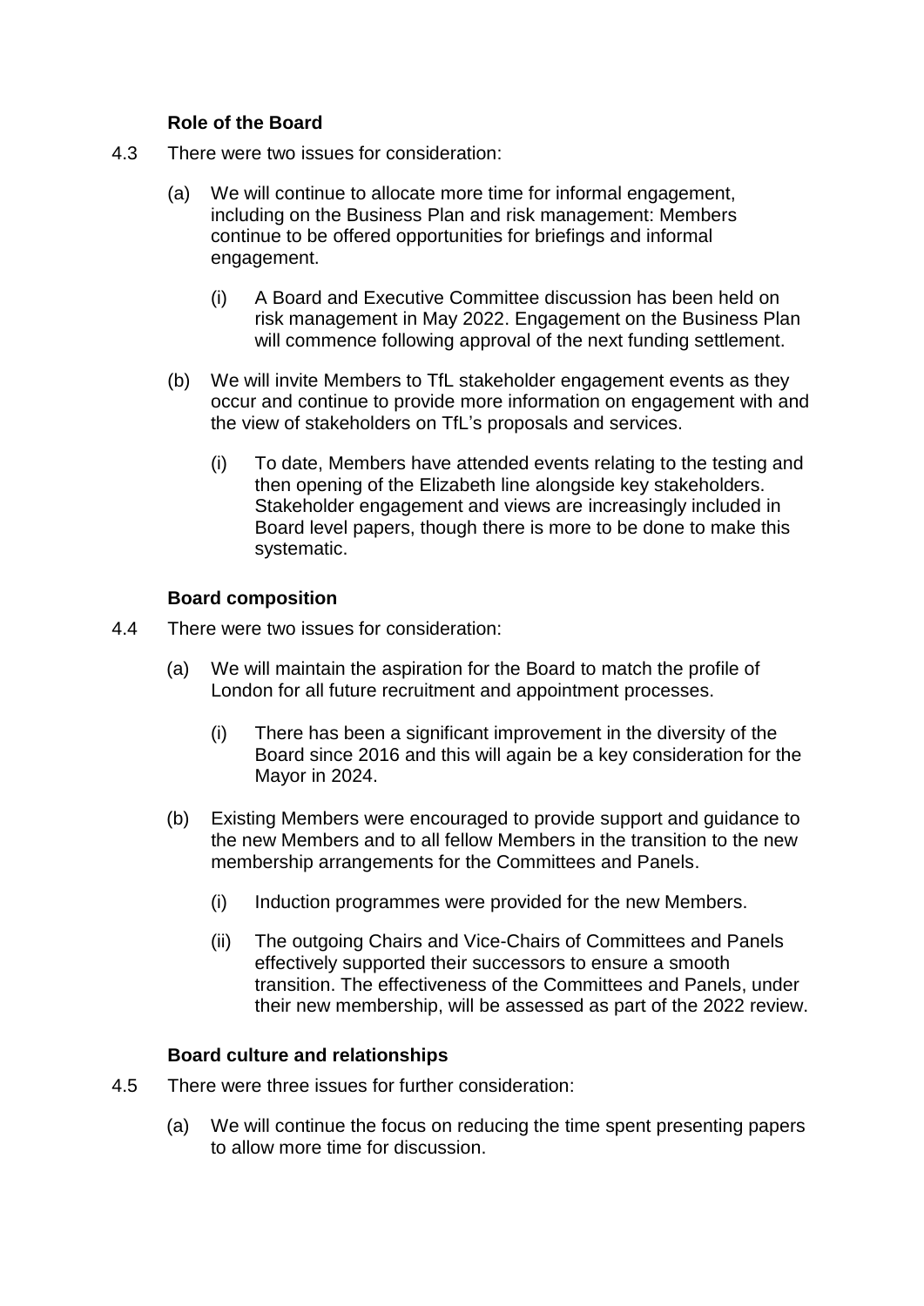### Role of the Board

4.3 There were two issues for consideration:

(a) We will continue to allocate more time for informal engagement, including on the Business Plan and risk management: Members continue to be offered opportunities for briefings and informal engagement.

(i) A Board and Executive Committee discussion has been held on risk management in May 2022. Engagement on the Business Plan will commence following approval of the next funding settlement.

(b) We will invite Members to TfL stakeholder engagement events as they occur and continue to provide more information on engagement with and the view of stakeholders on TfL's proposals and services.

(i) To date, Members have attended events relating to the testing and then opening of the Elizabeth line alongside key stakeholders. Stakeholder engagement and views are increasingly included in Board level papers, though there is more to be done to make this systematic.

### Board composition

4.4 There were two issues for consideration:

(a) We will maintain the aspiration for the Board to match the profile of London for all future recruitment and appointment processes.

(i) There has been a significant improvement in the diversity of the Board since 2016 and this will again be a key consideration for the Mayor in 2024.

(b) Existing Members were encouraged to provide support and guidance to the new Members and to all fellow Members in the transition to the new membership arrangements for the Committees and Panels.

(i) Induction programmes were provided for the new Members.

(ii) The outgoing Chairs and Vice-Chairs of Committees and Panels effectively supported their successors to ensure a smooth transition. The effectiveness of the Committees and Panels, under their new membership, will be assessed as part of the 2022 review.

### Board culture and relationships

4.5 There were three issues for further consideration:

(a) We will continue the focus on reducing the time spent presenting papers to allow more time for discussion.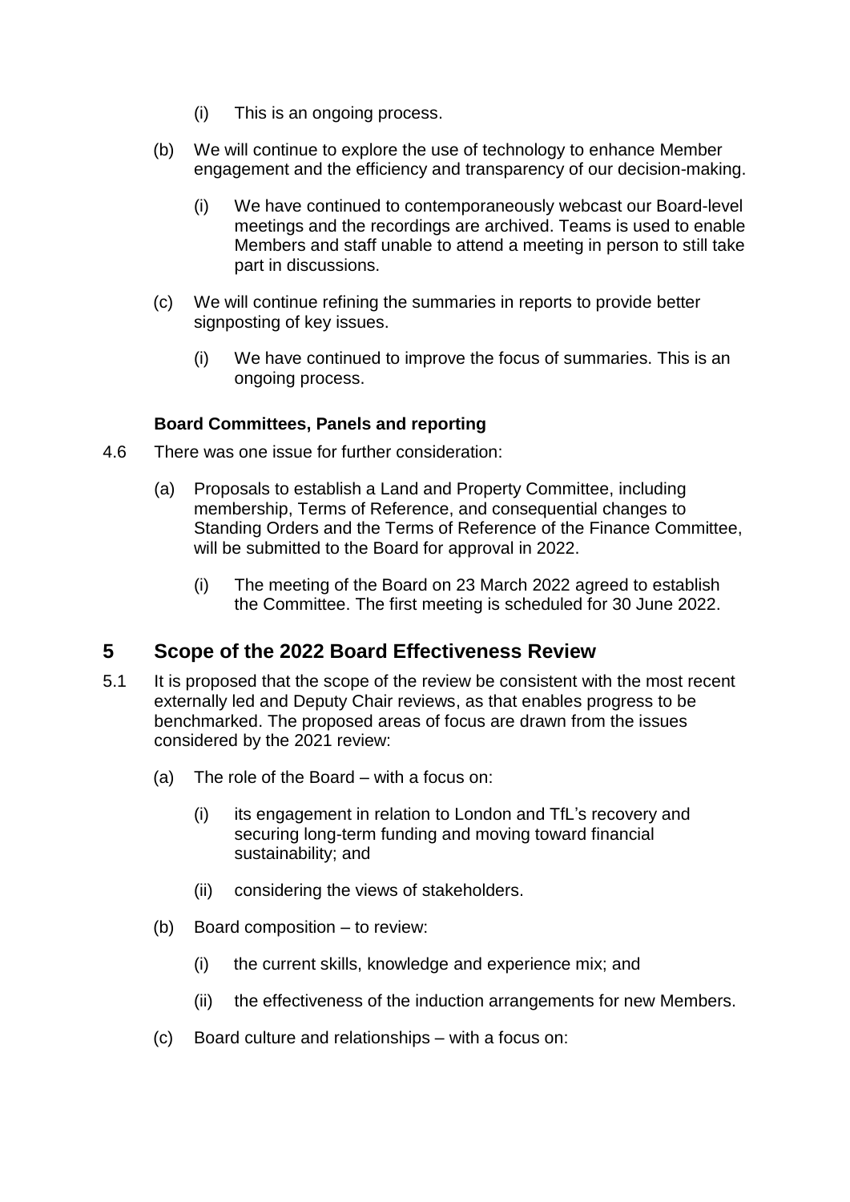(i) This is an ongoing process.

(b) We will continue to explore the use of technology to enhance Member engagement and the efficiency and transparency of our decision-making.

(i) We have continued to contemporaneously webcast our Board-level meetings and the recordings are archived. Teams is used to enable Members and staff unable to attend a meeting in person to still take part in discussions.

(c) We will continue refining the summaries in reports to provide better signposting of key issues.

(i) We have continued to improve the focus of summaries. This is an ongoing process.

**Board Committees, Panels and reporting**

4.6 There was one issue for further consideration:

(a) Proposals to establish a Land and Property Committee, including membership, Terms of Reference, and consequential changes to Standing Orders and the Terms of Reference of the Finance Committee, will be submitted to the Board for approval in 2022.

(i) The meeting of the Board on 23 March 2022 agreed to establish the Committee. The first meeting is scheduled for 30 June 2022.

## 5 Scope of the 2022 Board Effectiveness Review

5.1 It is proposed that the scope of the review be consistent with the most recent externally led and Deputy Chair reviews, as that enables progress to be benchmarked. The proposed areas of focus are drawn from the issues considered by the 2021 review:

(a) The role of the Board – with a focus on:

(i) its engagement in relation to London and TfL's recovery and securing long-term funding and moving toward financial sustainability; and

(ii) considering the views of stakeholders.

(b) Board composition – to review:

(i) the current skills, knowledge and experience mix; and

(ii) the effectiveness of the induction arrangements for new Members.

(c) Board culture and relationships – with a focus on: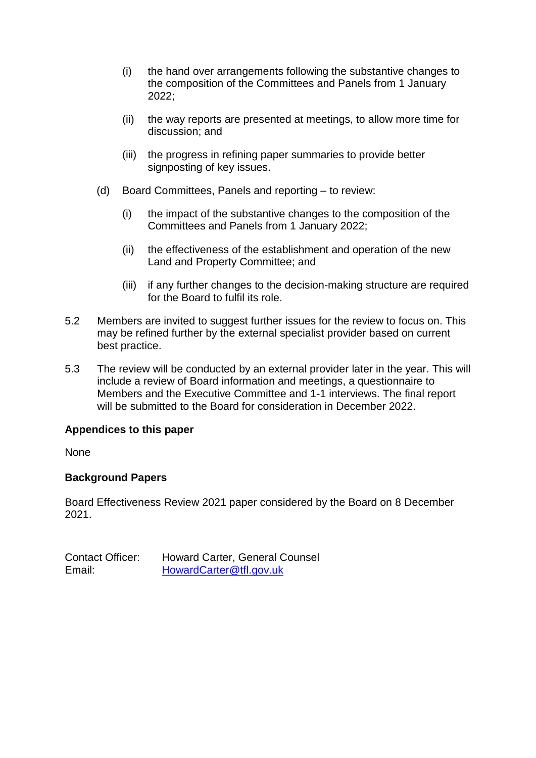(i) the hand over arrangements following the substantive changes to the composition of the Committees and Panels from 1 January 2022;

(ii) the way reports are presented at meetings, to allow more time for discussion; and

(iii) the progress in refining paper summaries to provide better signposting of key issues.

(d) Board Committees, Panels and reporting – to review:

(i) the impact of the substantive changes to the composition of the Committees and Panels from 1 January 2022;

(ii) the effectiveness of the establishment and operation of the new Land and Property Committee; and

(iii) if any further changes to the decision-making structure are required for the Board to fulfil its role.

5.2 Members are invited to suggest further issues for the review to focus on. This may be refined further by the external specialist provider based on current best practice.

5.3 The review will be conducted by an external provider later in the year. This will include a review of Board information and meetings, a questionnaire to Members and the Executive Committee and 1-1 interviews. The final report will be submitted to the Board for consideration in December 2022.

**Appendices to this paper**

None

**Background Papers**

Board Effectiveness Review 2021 paper considered by the Board on 8 December 2021.

Contact Officer: Howard Carter, General Counsel
Email: HowardCarter@tfl.gov.uk